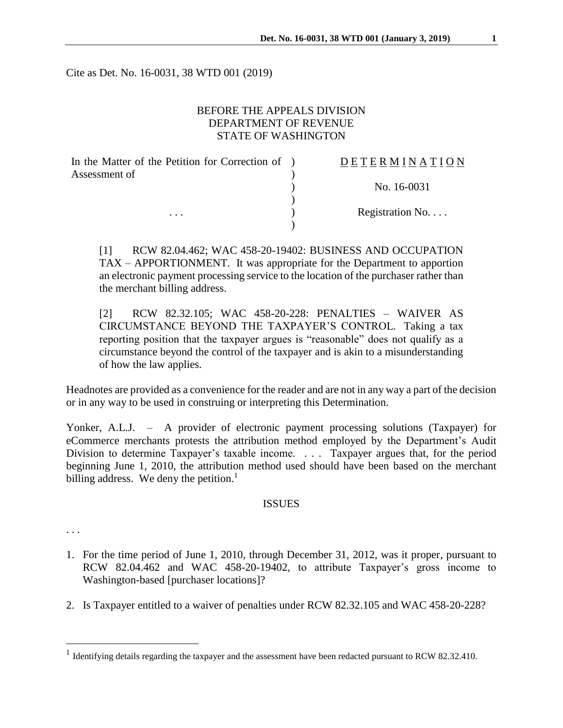Cite as Det. No. 16-0031, 38 WTD 001 (2019)

BEFORE THE APPEALS DIVISION
DEPARTMENT OF REVENUE
STATE OF WASHINGTON

| | | |
|---|---|---|
| In the Matter of the Petition for Correction of Assessment of | ) | D E T E R M I N A T I O N |
| | ) | No. 16-0031 |
| . . . | ) | Registration No. . . . |

[1] RCW 82.04.462; WAC 458-20-19402: BUSINESS AND OCCUPATION TAX – APPORTIONMENT. It was appropriate for the Department to apportion an electronic payment processing service to the location of the purchaser rather than the merchant billing address.

[2] RCW 82.32.105; WAC 458-20-228: PENALTIES – WAIVER AS CIRCUMSTANCE BEYOND THE TAXPAYER'S CONTROL. Taking a tax reporting position that the taxpayer argues is "reasonable" does not qualify as a circumstance beyond the control of the taxpayer and is akin to a misunderstanding of how the law applies.

Headnotes are provided as a convenience for the reader and are not in any way a part of the decision or in any way to be used in construing or interpreting this Determination.

Yonker, A.L.J. – A provider of electronic payment processing solutions (Taxpayer) for eCommerce merchants protests the attribution method employed by the Department's Audit Division to determine Taxpayer's taxable income. . . . Taxpayer argues that, for the period beginning June 1, 2010, the attribution method used should have been based on the merchant billing address. We deny the petition.[1]

## ISSUES

. . .

1. For the time period of June 1, 2010, through December 31, 2012, was it proper, pursuant to RCW 82.04.462 and WAC 458-20-19402, to attribute Taxpayer's gross income to Washington-based [purchaser locations]?

2. Is Taxpayer entitled to a waiver of penalties under RCW 82.32.105 and WAC 458-20-228?

[1] Identifying details regarding the taxpayer and the assessment have been redacted pursuant to RCW 82.32.410.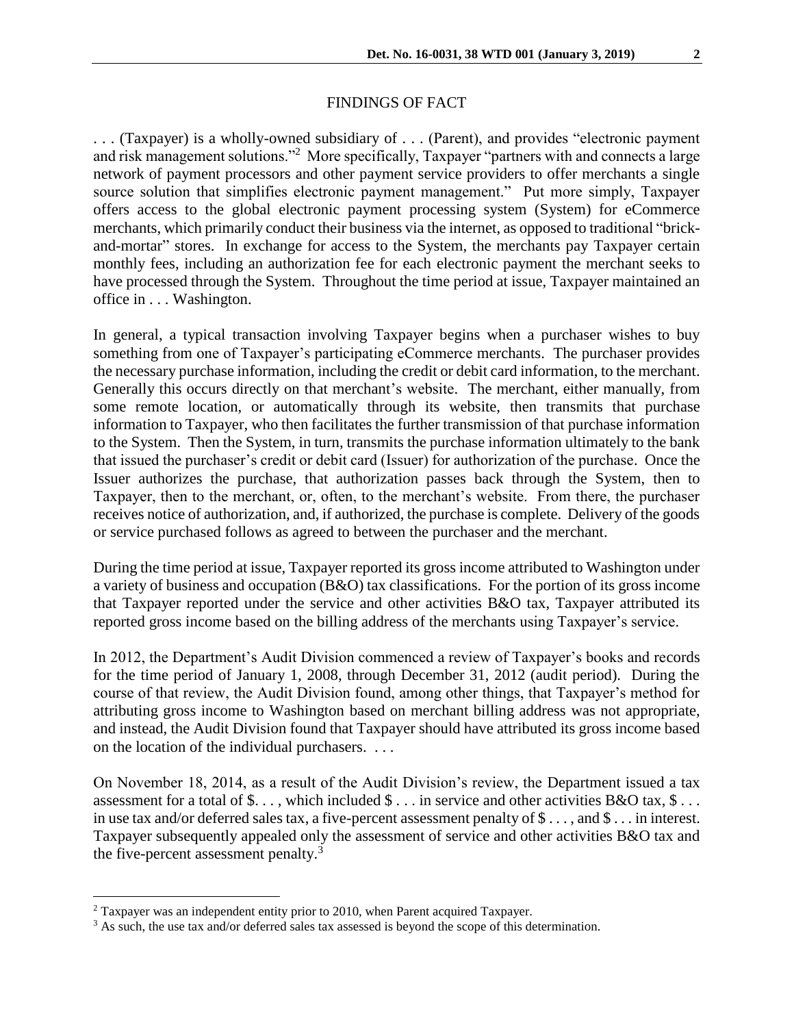## FINDINGS OF FACT

. . . (Taxpayer) is a wholly-owned subsidiary of . . . (Parent), and provides "electronic payment and risk management solutions."[2] More specifically, Taxpayer "partners with and connects a large network of payment processors and other payment service providers to offer merchants a single source solution that simplifies electronic payment management." Put more simply, Taxpayer offers access to the global electronic payment processing system (System) for eCommerce merchants, which primarily conduct their business via the internet, as opposed to traditional "brick-and-mortar" stores. In exchange for access to the System, the merchants pay Taxpayer certain monthly fees, including an authorization fee for each electronic payment the merchant seeks to have processed through the System. Throughout the time period at issue, Taxpayer maintained an office in . . . Washington.

In general, a typical transaction involving Taxpayer begins when a purchaser wishes to buy something from one of Taxpayer's participating eCommerce merchants. The purchaser provides the necessary purchase information, including the credit or debit card information, to the merchant. Generally this occurs directly on that merchant's website. The merchant, either manually, from some remote location, or automatically through its website, then transmits that purchase information to Taxpayer, who then facilitates the further transmission of that purchase information to the System. Then the System, in turn, transmits the purchase information ultimately to the bank that issued the purchaser's credit or debit card (Issuer) for authorization of the purchase. Once the Issuer authorizes the purchase, that authorization passes back through the System, then to Taxpayer, then to the merchant, or, often, to the merchant's website. From there, the purchaser receives notice of authorization, and, if authorized, the purchase is complete. Delivery of the goods or service purchased follows as agreed to between the purchaser and the merchant.

During the time period at issue, Taxpayer reported its gross income attributed to Washington under a variety of business and occupation (B&O) tax classifications. For the portion of its gross income that Taxpayer reported under the service and other activities B&O tax, Taxpayer attributed its reported gross income based on the billing address of the merchants using Taxpayer's service.

In 2012, the Department's Audit Division commenced a review of Taxpayer's books and records for the time period of January 1, 2008, through December 31, 2012 (audit period). During the course of that review, the Audit Division found, among other things, that Taxpayer's method for attributing gross income to Washington based on merchant billing address was not appropriate, and instead, the Audit Division found that Taxpayer should have attributed its gross income based on the location of the individual purchasers. . . .

On November 18, 2014, as a result of the Audit Division's review, the Department issued a tax assessment for a total of $. . . , which included $ . . . in service and other activities B&O tax, $ . . . in use tax and/or deferred sales tax, a five-percent assessment penalty of $ . . . , and $ . . . in interest. Taxpayer subsequently appealed only the assessment of service and other activities B&O tax and the five-percent assessment penalty.[3]

---

[2] Taxpayer was an independent entity prior to 2010, when Parent acquired Taxpayer.

[3] As such, the use tax and/or deferred sales tax assessed is beyond the scope of this determination.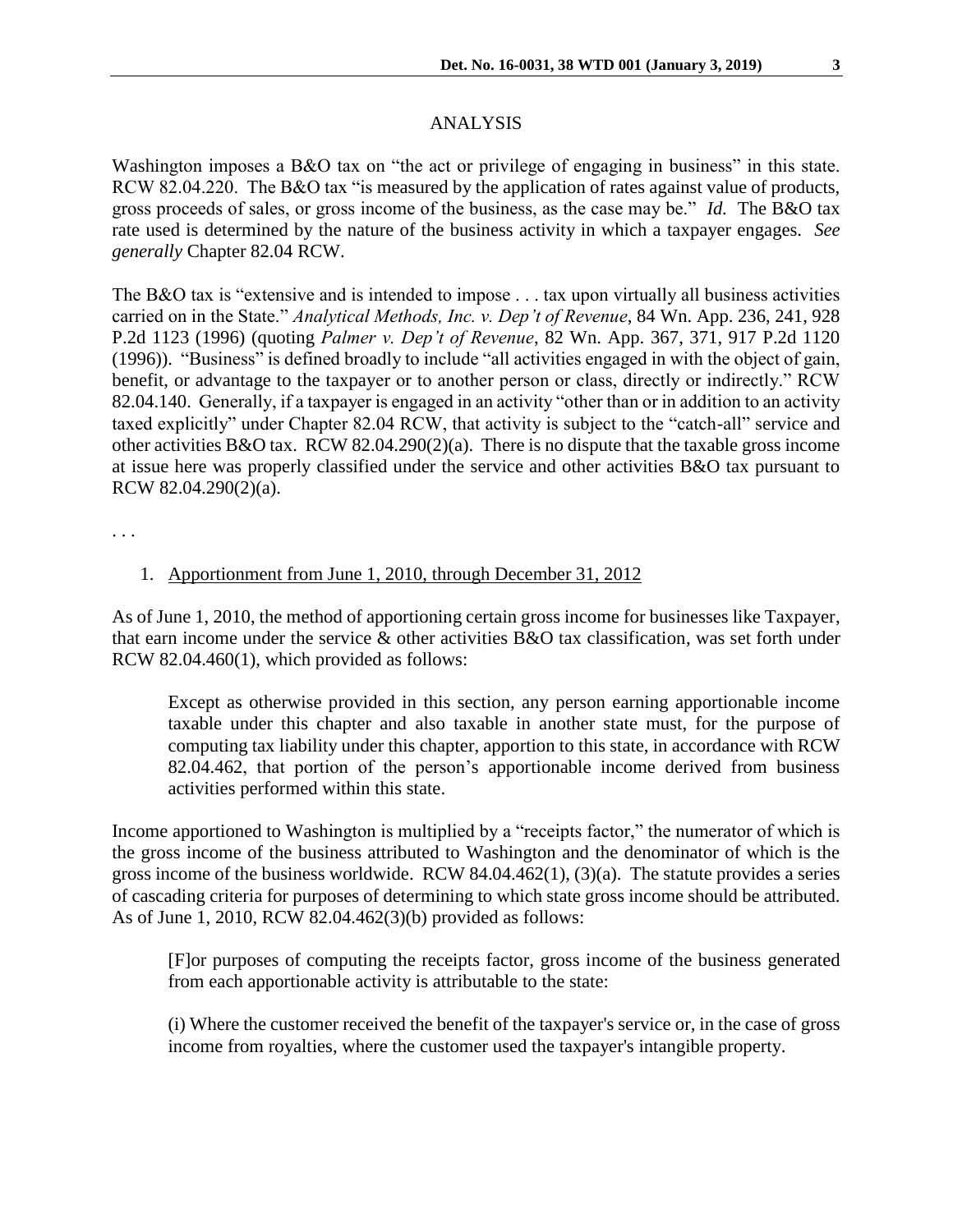## ANALYSIS

Washington imposes a B&O tax on "the act or privilege of engaging in business" in this state. RCW 82.04.220. The B&O tax "is measured by the application of rates against value of products, gross proceeds of sales, or gross income of the business, as the case may be." *Id.* The B&O tax rate used is determined by the nature of the business activity in which a taxpayer engages. *See generally* Chapter 82.04 RCW.

The B&O tax is "extensive and is intended to impose . . . tax upon virtually all business activities carried on in the State." *Analytical Methods, Inc. v. Dep't of Revenue*, 84 Wn. App. 236, 241, 928 P.2d 1123 (1996) (quoting *Palmer v. Dep't of Revenue*, 82 Wn. App. 367, 371, 917 P.2d 1120 (1996)). "Business" is defined broadly to include "all activities engaged in with the object of gain, benefit, or advantage to the taxpayer or to another person or class, directly or indirectly." RCW 82.04.140. Generally, if a taxpayer is engaged in an activity "other than or in addition to an activity taxed explicitly" under Chapter 82.04 RCW, that activity is subject to the "catch-all" service and other activities B&O tax. RCW 82.04.290(2)(a). There is no dispute that the taxable gross income at issue here was properly classified under the service and other activities B&O tax pursuant to RCW 82.04.290(2)(a).

. . .

1. Apportionment from June 1, 2010, through December 31, 2012

As of June 1, 2010, the method of apportioning certain gross income for businesses like Taxpayer, that earn income under the service & other activities B&O tax classification, was set forth under RCW 82.04.460(1), which provided as follows:

> Except as otherwise provided in this section, any person earning apportionable income taxable under this chapter and also taxable in another state must, for the purpose of computing tax liability under this chapter, apportion to this state, in accordance with RCW 82.04.462, that portion of the person's apportionable income derived from business activities performed within this state.

Income apportioned to Washington is multiplied by a "receipts factor," the numerator of which is the gross income of the business attributed to Washington and the denominator of which is the gross income of the business worldwide. RCW 84.04.462(1), (3)(a). The statute provides a series of cascading criteria for purposes of determining to which state gross income should be attributed. As of June 1, 2010, RCW 82.04.462(3)(b) provided as follows:

> [F]or purposes of computing the receipts factor, gross income of the business generated from each apportionable activity is attributable to the state:
>
> (i) Where the customer received the benefit of the taxpayer's service or, in the case of gross income from royalties, where the customer used the taxpayer's intangible property.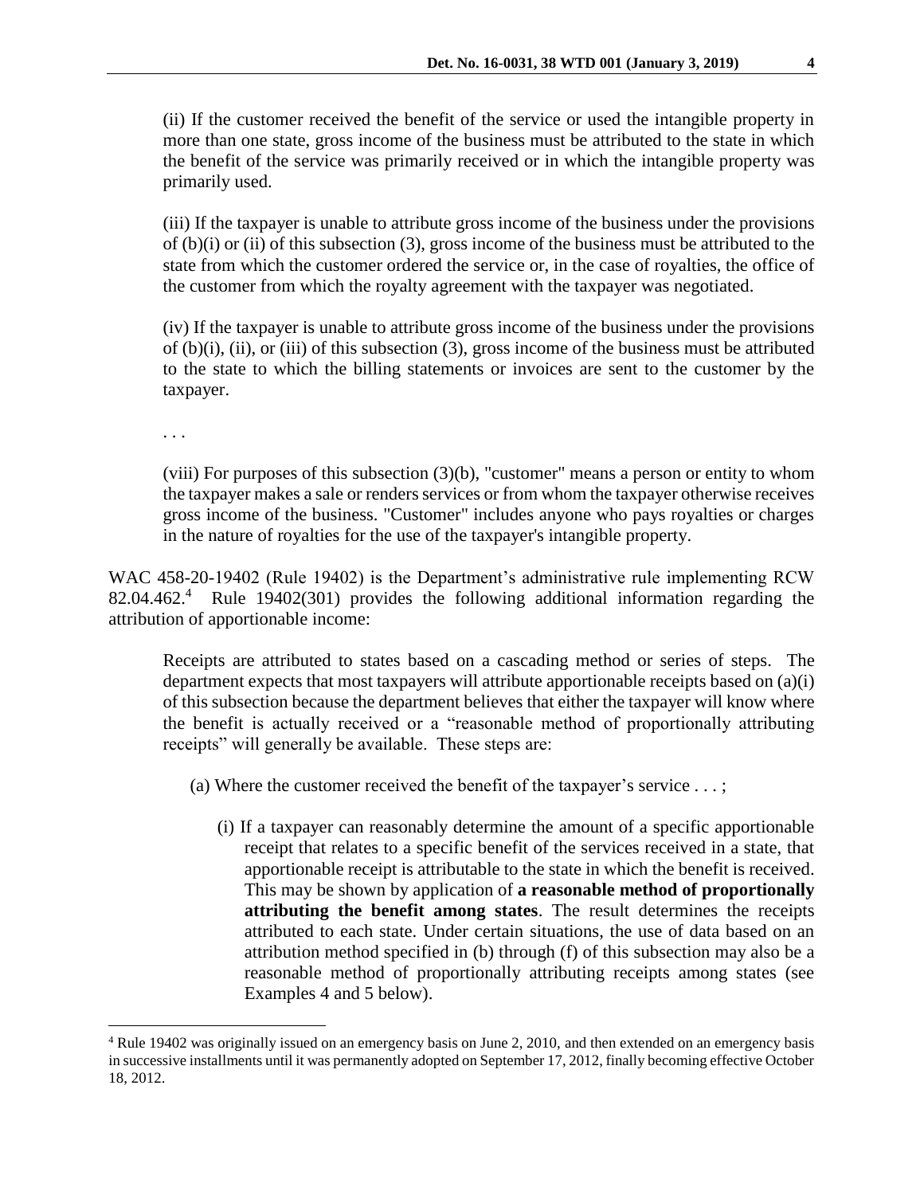(ii) If the customer received the benefit of the service or used the intangible property in more than one state, gross income of the business must be attributed to the state in which the benefit of the service was primarily received or in which the intangible property was primarily used.

(iii) If the taxpayer is unable to attribute gross income of the business under the provisions of (b)(i) or (ii) of this subsection (3), gross income of the business must be attributed to the state from which the customer ordered the service or, in the case of royalties, the office of the customer from which the royalty agreement with the taxpayer was negotiated.

(iv) If the taxpayer is unable to attribute gross income of the business under the provisions of (b)(i), (ii), or (iii) of this subsection (3), gross income of the business must be attributed to the state to which the billing statements or invoices are sent to the customer by the taxpayer.

. . .

(viii) For purposes of this subsection (3)(b), "customer" means a person or entity to whom the taxpayer makes a sale or renders services or from whom the taxpayer otherwise receives gross income of the business. "Customer" includes anyone who pays royalties or charges in the nature of royalties for the use of the taxpayer's intangible property.

WAC 458-20-19402 (Rule 19402) is the Department's administrative rule implementing RCW 82.04.462.[4] Rule 19402(301) provides the following additional information regarding the attribution of apportionable income:

Receipts are attributed to states based on a cascading method or series of steps. The department expects that most taxpayers will attribute apportionable receipts based on (a)(i) of this subsection because the department believes that either the taxpayer will know where the benefit is actually received or a "reasonable method of proportionally attributing receipts" will generally be available. These steps are:

(a) Where the customer received the benefit of the taxpayer's service . . . ;

(i) If a taxpayer can reasonably determine the amount of a specific apportionable receipt that relates to a specific benefit of the services received in a state, that apportionable receipt is attributable to the state in which the benefit is received. This may be shown by application of **a reasonable method of proportionally attributing the benefit among states**. The result determines the receipts attributed to each state. Under certain situations, the use of data based on an attribution method specified in (b) through (f) of this subsection may also be a reasonable method of proportionally attributing receipts among states (see Examples 4 and 5 below).

[4] Rule 19402 was originally issued on an emergency basis on June 2, 2010, and then extended on an emergency basis in successive installments until it was permanently adopted on September 17, 2012, finally becoming effective October 18, 2012.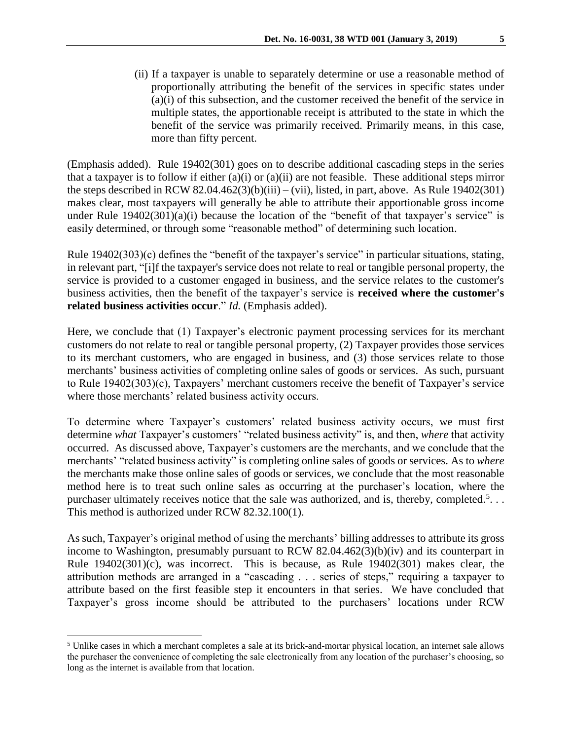(ii) If a taxpayer is unable to separately determine or use a reasonable method of proportionally attributing the benefit of the services in specific states under (a)(i) of this subsection, and the customer received the benefit of the service in multiple states, the apportionable receipt is attributed to the state in which the benefit of the service was primarily received. Primarily means, in this case, more than fifty percent.

(Emphasis added). Rule 19402(301) goes on to describe additional cascading steps in the series that a taxpayer is to follow if either (a)(i) or (a)(ii) are not feasible. These additional steps mirror the steps described in RCW 82.04.462(3)(b)(iii) – (vii), listed, in part, above. As Rule 19402(301) makes clear, most taxpayers will generally be able to attribute their apportionable gross income under Rule 19402(301)(a)(i) because the location of the "benefit of that taxpayer's service" is easily determined, or through some "reasonable method" of determining such location.

Rule 19402(303)(c) defines the "benefit of the taxpayer's service" in particular situations, stating, in relevant part, "[i]f the taxpayer's service does not relate to real or tangible personal property, the service is provided to a customer engaged in business, and the service relates to the customer's business activities, then the benefit of the taxpayer's service is **received where the customer's related business activities occur**." *Id.* (Emphasis added).

Here, we conclude that (1) Taxpayer's electronic payment processing services for its merchant customers do not relate to real or tangible personal property, (2) Taxpayer provides those services to its merchant customers, who are engaged in business, and (3) those services relate to those merchants' business activities of completing online sales of goods or services. As such, pursuant to Rule 19402(303)(c), Taxpayers' merchant customers receive the benefit of Taxpayer's service where those merchants' related business activity occurs.

To determine where Taxpayer's customers' related business activity occurs, we must first determine *what* Taxpayer's customers' "related business activity" is, and then, *where* that activity occurred. As discussed above, Taxpayer's customers are the merchants, and we conclude that the merchants' "related business activity" is completing online sales of goods or services. As to *where* the merchants make those online sales of goods or services, we conclude that the most reasonable method here is to treat such online sales as occurring at the purchaser's location, where the purchaser ultimately receives notice that the sale was authorized, and is, thereby, completed.[5]. . . This method is authorized under RCW 82.32.100(1).

As such, Taxpayer's original method of using the merchants' billing addresses to attribute its gross income to Washington, presumably pursuant to RCW 82.04.462(3)(b)(iv) and its counterpart in Rule 19402(301)(c), was incorrect. This is because, as Rule 19402(301) makes clear, the attribution methods are arranged in a "cascading . . . series of steps," requiring a taxpayer to attribute based on the first feasible step it encounters in that series. We have concluded that Taxpayer's gross income should be attributed to the purchasers' locations under RCW

[5] Unlike cases in which a merchant completes a sale at its brick-and-mortar physical location, an internet sale allows the purchaser the convenience of completing the sale electronically from any location of the purchaser's choosing, so long as the internet is available from that location.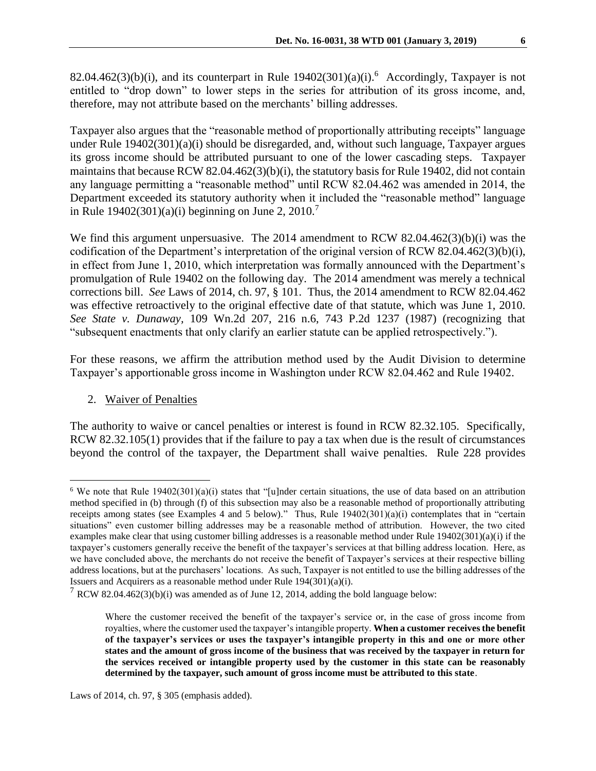82.04.462(3)(b)(i), and its counterpart in Rule 19402(301)(a)(i).[6] Accordingly, Taxpayer is not entitled to "drop down" to lower steps in the series for attribution of its gross income, and, therefore, may not attribute based on the merchants' billing addresses.

Taxpayer also argues that the "reasonable method of proportionally attributing receipts" language under Rule 19402(301)(a)(i) should be disregarded, and, without such language, Taxpayer argues its gross income should be attributed pursuant to one of the lower cascading steps. Taxpayer maintains that because RCW 82.04.462(3)(b)(i), the statutory basis for Rule 19402, did not contain any language permitting a "reasonable method" until RCW 82.04.462 was amended in 2014, the Department exceeded its statutory authority when it included the "reasonable method" language in Rule 19402(301)(a)(i) beginning on June 2, 2010.[7]

We find this argument unpersuasive. The 2014 amendment to RCW 82.04.462(3)(b)(i) was the codification of the Department's interpretation of the original version of RCW 82.04.462(3)(b)(i), in effect from June 1, 2010, which interpretation was formally announced with the Department's promulgation of Rule 19402 on the following day. The 2014 amendment was merely a technical corrections bill. *See* Laws of 2014, ch. 97, § 101. Thus, the 2014 amendment to RCW 82.04.462 was effective retroactively to the original effective date of that statute, which was June 1, 2010. *See State v. Dunaway*, 109 Wn.2d 207, 216 n.6, 743 P.2d 1237 (1987) (recognizing that "subsequent enactments that only clarify an earlier statute can be applied retrospectively.").

For these reasons, we affirm the attribution method used by the Audit Division to determine Taxpayer's apportionable gross income in Washington under RCW 82.04.462 and Rule 19402.

2. <u>Waiver of Penalties</u>

The authority to waive or cancel penalties or interest is found in RCW 82.32.105. Specifically, RCW 82.32.105(1) provides that if the failure to pay a tax when due is the result of circumstances beyond the control of the taxpayer, the Department shall waive penalties. Rule 228 provides

---

[6] We note that Rule 19402(301)(a)(i) states that "[u]nder certain situations, the use of data based on an attribution method specified in (b) through (f) of this subsection may also be a reasonable method of proportionally attributing receipts among states (see Examples 4 and 5 below)." Thus, Rule 19402(301)(a)(i) contemplates that in "certain situations" even customer billing addresses may be a reasonable method of attribution. However, the two cited examples make clear that using customer billing addresses is a reasonable method under Rule 19402(301)(a)(i) if the taxpayer's customers generally receive the benefit of the taxpayer's services at that billing address location. Here, as we have concluded above, the merchants do not receive the benefit of Taxpayer's services at their respective billing address locations, but at the purchasers' locations. As such, Taxpayer is not entitled to use the billing addresses of the Issuers and Acquirers as a reasonable method under Rule 194(301)(a)(i).

[7] RCW 82.04.462(3)(b)(i) was amended as of June 12, 2014, adding the bold language below:

> Where the customer received the benefit of the taxpayer's service or, in the case of gross income from royalties, where the customer used the taxpayer's intangible property. **When a customer receives the benefit of the taxpayer's services or uses the taxpayer's intangible property in this and one or more other states and the amount of gross income of the business that was received by the taxpayer in return for the services received or intangible property used by the customer in this state can be reasonably determined by the taxpayer, such amount of gross income must be attributed to this state**.

Laws of 2014, ch. 97, § 305 (emphasis added).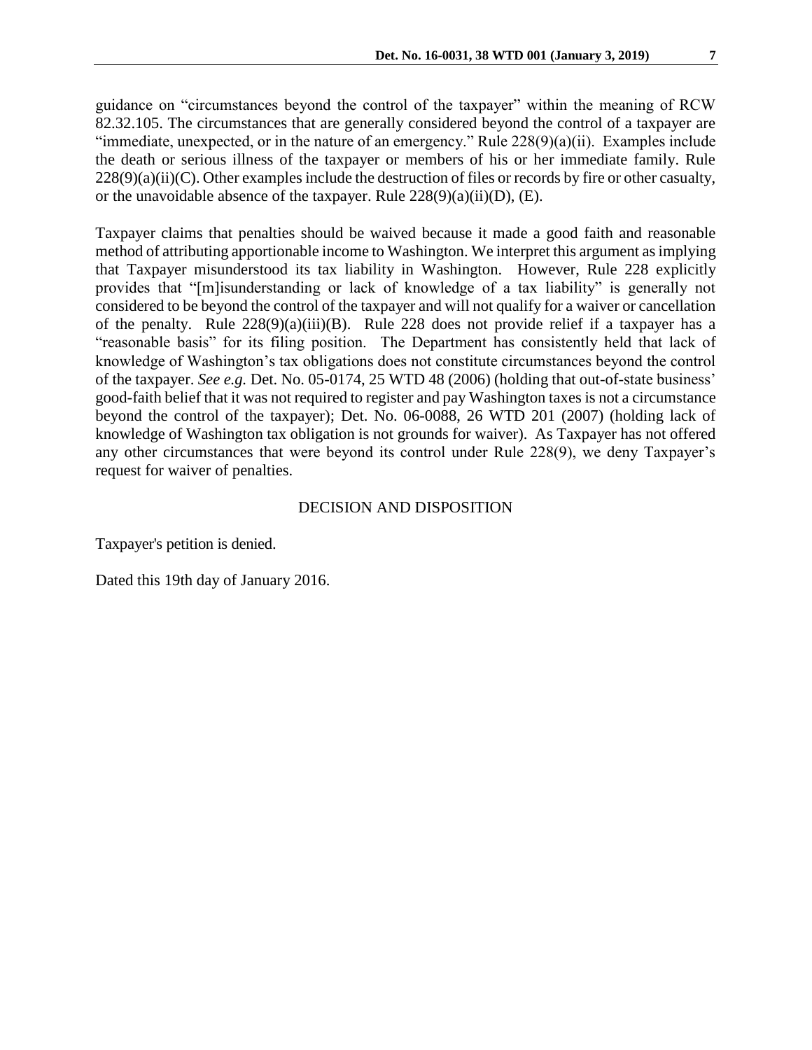guidance on "circumstances beyond the control of the taxpayer" within the meaning of RCW 82.32.105. The circumstances that are generally considered beyond the control of a taxpayer are "immediate, unexpected, or in the nature of an emergency." Rule 228(9)(a)(ii). Examples include the death or serious illness of the taxpayer or members of his or her immediate family. Rule 228(9)(a)(ii)(C). Other examples include the destruction of files or records by fire or other casualty, or the unavoidable absence of the taxpayer. Rule 228(9)(a)(ii)(D), (E).

Taxpayer claims that penalties should be waived because it made a good faith and reasonable method of attributing apportionable income to Washington. We interpret this argument as implying that Taxpayer misunderstood its tax liability in Washington. However, Rule 228 explicitly provides that "[m]isunderstanding or lack of knowledge of a tax liability" is generally not considered to be beyond the control of the taxpayer and will not qualify for a waiver or cancellation of the penalty. Rule 228(9)(a)(iii)(B). Rule 228 does not provide relief if a taxpayer has a "reasonable basis" for its filing position. The Department has consistently held that lack of knowledge of Washington's tax obligations does not constitute circumstances beyond the control of the taxpayer. *See e.g.* Det. No. 05-0174, 25 WTD 48 (2006) (holding that out-of-state business' good-faith belief that it was not required to register and pay Washington taxes is not a circumstance beyond the control of the taxpayer); Det. No. 06-0088, 26 WTD 201 (2007) (holding lack of knowledge of Washington tax obligation is not grounds for waiver). As Taxpayer has not offered any other circumstances that were beyond its control under Rule 228(9), we deny Taxpayer's request for waiver of penalties.

## DECISION AND DISPOSITION

Taxpayer's petition is denied.

Dated this 19th day of January 2016.